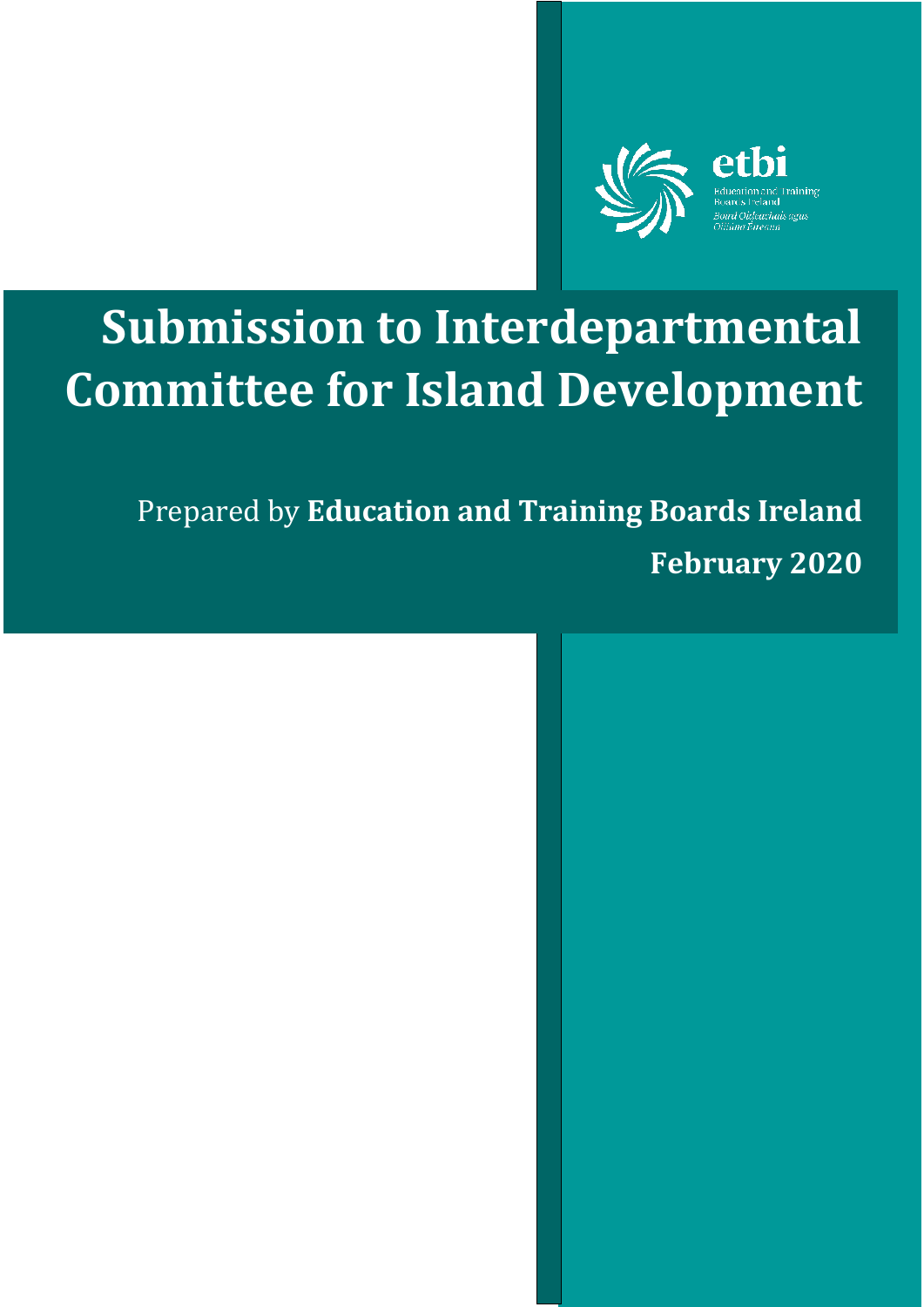etbi

Education and Training Boards Ireland

Bord Oideachais agus Oiliúna Éireann

# Submission to Interdepartmental Committee for Island Development

Prepared by **Education and Training Boards Ireland**

**February 2020**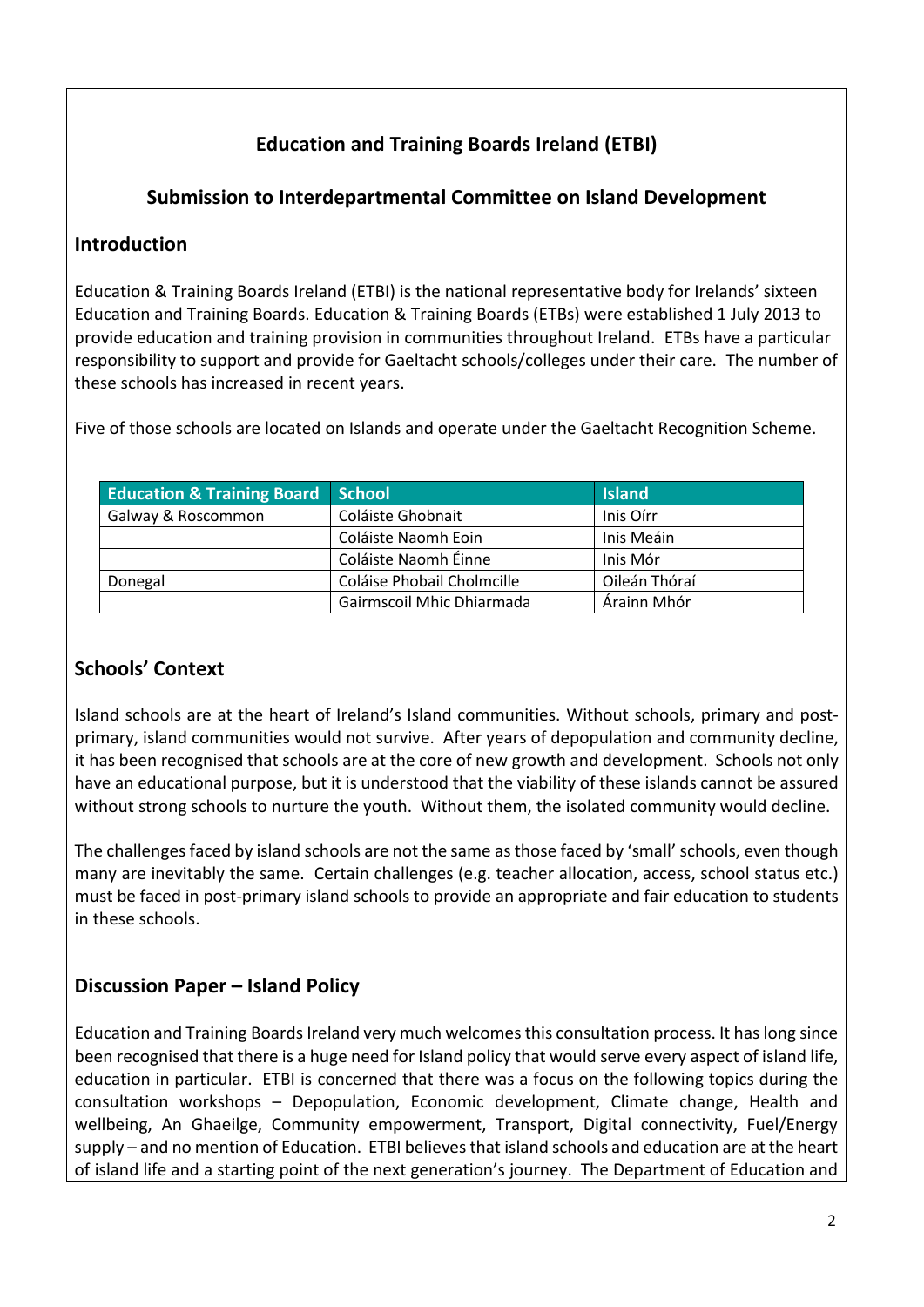## Education and Training Boards Ireland (ETBI)

## Submission to Interdepartmental Committee on Island Development

### Introduction

Education & Training Boards Ireland (ETBI) is the national representative body for Irelands' sixteen Education and Training Boards. Education & Training Boards (ETBs) were established 1 July 2013 to provide education and training provision in communities throughout Ireland. ETBs have a particular responsibility to support and provide for Gaeltacht schools/colleges under their care. The number of these schools has increased in recent years.

Five of those schools are located on Islands and operate under the Gaeltacht Recognition Scheme.

| Education & Training Board | School | Island |
|---|---|---|
| Galway & Roscommon | Coláiste Ghobnait | Inis Oírr |
| | Coláiste Naomh Eoin | Inis Meáin |
| | Coláiste Naomh Éinne | Inis Mór |
| Donegal | Coláise Phobail Cholmcille | Oileán Thóraí |
| | Gairmscoil Mhic Dhiarmada | Árainn Mhór |

### Schools' Context

Island schools are at the heart of Ireland's Island communities. Without schools, primary and post-primary, island communities would not survive. After years of depopulation and community decline, it has been recognised that schools are at the core of new growth and development. Schools not only have an educational purpose, but it is understood that the viability of these islands cannot be assured without strong schools to nurture the youth. Without them, the isolated community would decline.

The challenges faced by island schools are not the same as those faced by 'small' schools, even though many are inevitably the same. Certain challenges (e.g. teacher allocation, access, school status etc.) must be faced in post-primary island schools to provide an appropriate and fair education to students in these schools.

### Discussion Paper – Island Policy

Education and Training Boards Ireland very much welcomes this consultation process. It has long since been recognised that there is a huge need for Island policy that would serve every aspect of island life, education in particular. ETBI is concerned that there was a focus on the following topics during the consultation workshops – Depopulation, Economic development, Climate change, Health and wellbeing, An Ghaeilge, Community empowerment, Transport, Digital connectivity, Fuel/Energy supply – and no mention of Education. ETBI believes that island schools and education are at the heart of island life and a starting point of the next generation's journey. The Department of Education and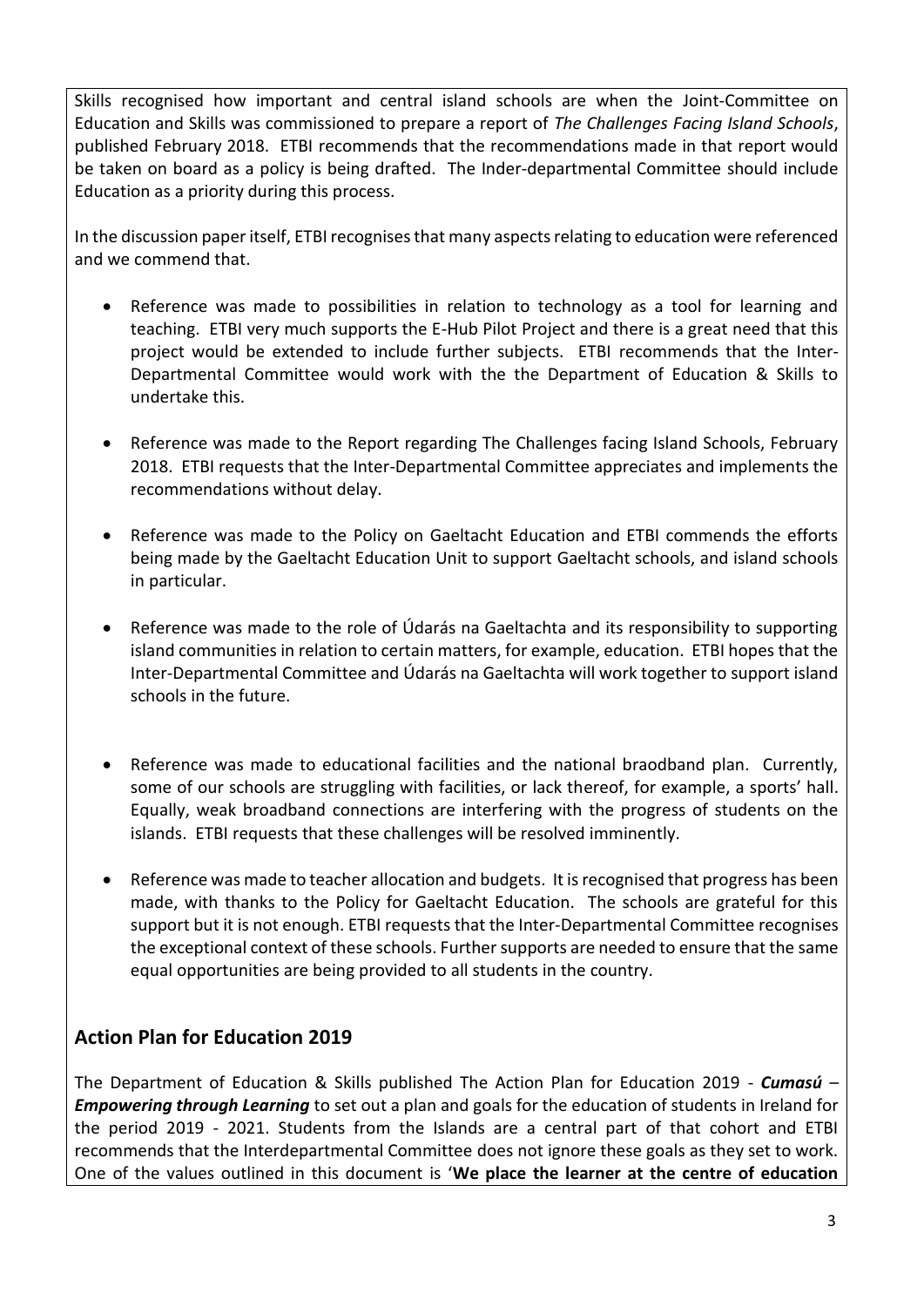Skills recognised how important and central island schools are when the Joint-Committee on Education and Skills was commissioned to prepare a report of *The Challenges Facing Island Schools*, published February 2018. ETBI recommends that the recommendations made in that report would be taken on board as a policy is being drafted. The Inder-departmental Committee should include Education as a priority during this process.

In the discussion paper itself, ETBI recognises that many aspects relating to education were referenced and we commend that.

- Reference was made to possibilities in relation to technology as a tool for learning and teaching. ETBI very much supports the E-Hub Pilot Project and there is a great need that this project would be extended to include further subjects. ETBI recommends that the Inter-Departmental Committee would work with the the Department of Education & Skills to undertake this.

- Reference was made to the Report regarding The Challenges facing Island Schools, February 2018. ETBI requests that the Inter-Departmental Committee appreciates and implements the recommendations without delay.

- Reference was made to the Policy on Gaeltacht Education and ETBI commends the efforts being made by the Gaeltacht Education Unit to support Gaeltacht schools, and island schools in particular.

- Reference was made to the role of Údarás na Gaeltachta and its responsibility to supporting island communities in relation to certain matters, for example, education. ETBI hopes that the Inter-Departmental Committee and Údarás na Gaeltachta will work together to support island schools in the future.

- Reference was made to educational facilities and the national braodband plan. Currently, some of our schools are struggling with facilities, or lack thereof, for example, a sports' hall. Equally, weak broadband connections are interfering with the progress of students on the islands. ETBI requests that these challenges will be resolved imminently.

- Reference was made to teacher allocation and budgets. It is recognised that progress has been made, with thanks to the Policy for Gaeltacht Education. The schools are grateful for this support but it is not enough. ETBI requests that the Inter-Departmental Committee recognises the exceptional context of these schools. Further supports are needed to ensure that the same equal opportunities are being provided to all students in the country.

## Action Plan for Education 2019

The Department of Education & Skills published The Action Plan for Education 2019 - ***Cumasú – Empowering through Learning*** to set out a plan and goals for the education of students in Ireland for the period 2019 - 2021. Students from the Islands are a central part of that cohort and ETBI recommends that the Interdepartmental Committee does not ignore these goals as they set to work. One of the values outlined in this document is '**We place the learner at the centre of education**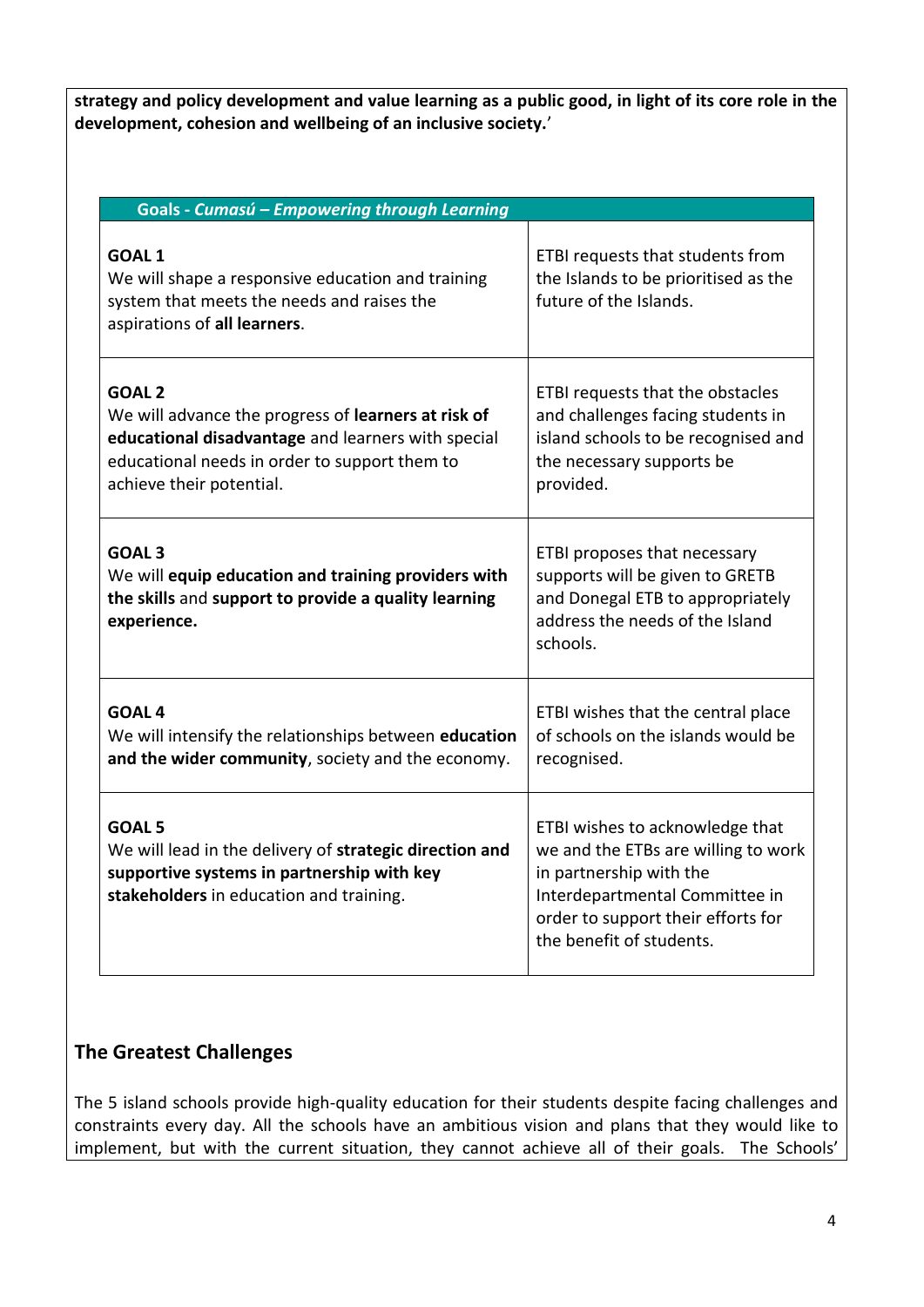**strategy and policy development and value learning as a public good, in light of its core role in the development, cohesion and wellbeing of an inclusive society.**'

| Goals - *Cumasú – Empowering through Learning* | |
|---|---|
| **GOAL 1**<br>We will shape a responsive education and training system that meets the needs and raises the aspirations of **all learners**. | ETBI requests that students from the Islands to be prioritised as the future of the Islands. |
| **GOAL 2**<br>We will advance the progress of **learners at risk of educational disadvantage** and learners with special educational needs in order to support them to achieve their potential. | ETBI requests that the obstacles and challenges facing students in island schools to be recognised and the necessary supports be provided. |
| **GOAL 3**<br>We will **equip education and training providers with the skills** and **support to provide a quality learning experience.** | ETBI proposes that necessary supports will be given to GRETB and Donegal ETB to appropriately address the needs of the Island schools. |
| **GOAL 4**<br>We will intensify the relationships between **education and the wider community**, society and the economy. | ETBI wishes that the central place of schools on the islands would be recognised. |
| **GOAL 5**<br>We will lead in the delivery of **strategic direction and supportive systems in partnership with key stakeholders** in education and training. | ETBI wishes to acknowledge that we and the ETBs are willing to work in partnership with the Interdepartmental Committee in order to support their efforts for the benefit of students. |

## The Greatest Challenges

The 5 island schools provide high-quality education for their students despite facing challenges and constraints every day. All the schools have an ambitious vision and plans that they would like to implement, but with the current situation, they cannot achieve all of their goals. The Schools'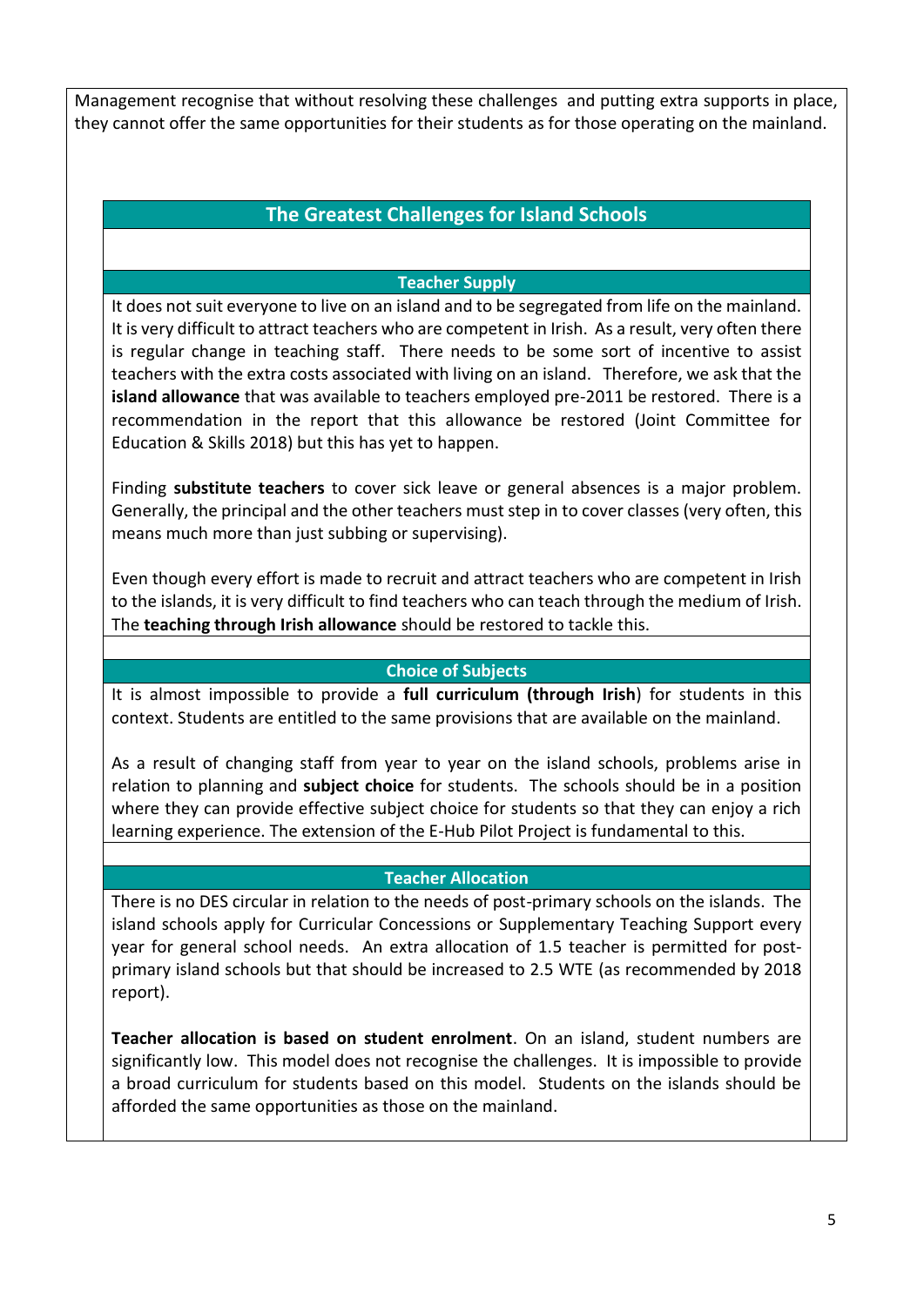Management recognise that without resolving these challenges and putting extra supports in place, they cannot offer the same opportunities for their students as for those operating on the mainland.

## The Greatest Challenges for Island Schools

### Teacher Supply

It does not suit everyone to live on an island and to be segregated from life on the mainland. It is very difficult to attract teachers who are competent in Irish. As a result, very often there is regular change in teaching staff. There needs to be some sort of incentive to assist teachers with the extra costs associated with living on an island. Therefore, we ask that the **island allowance** that was available to teachers employed pre-2011 be restored. There is a recommendation in the report that this allowance be restored (Joint Committee for Education & Skills 2018) but this has yet to happen.

Finding **substitute teachers** to cover sick leave or general absences is a major problem. Generally, the principal and the other teachers must step in to cover classes (very often, this means much more than just subbing or supervising).

Even though every effort is made to recruit and attract teachers who are competent in Irish to the islands, it is very difficult to find teachers who can teach through the medium of Irish. The **teaching through Irish allowance** should be restored to tackle this.

### Choice of Subjects

It is almost impossible to provide a **full curriculum (through Irish**) for students in this context. Students are entitled to the same provisions that are available on the mainland.

As a result of changing staff from year to year on the island schools, problems arise in relation to planning and **subject choice** for students. The schools should be in a position where they can provide effective subject choice for students so that they can enjoy a rich learning experience. The extension of the E-Hub Pilot Project is fundamental to this.

### Teacher Allocation

There is no DES circular in relation to the needs of post-primary schools on the islands. The island schools apply for Curricular Concessions or Supplementary Teaching Support every year for general school needs. An extra allocation of 1.5 teacher is permitted for post-primary island schools but that should be increased to 2.5 WTE (as recommended by 2018 report).

**Teacher allocation is based on student enrolment**. On an island, student numbers are significantly low. This model does not recognise the challenges. It is impossible to provide a broad curriculum for students based on this model. Students on the islands should be afforded the same opportunities as those on the mainland.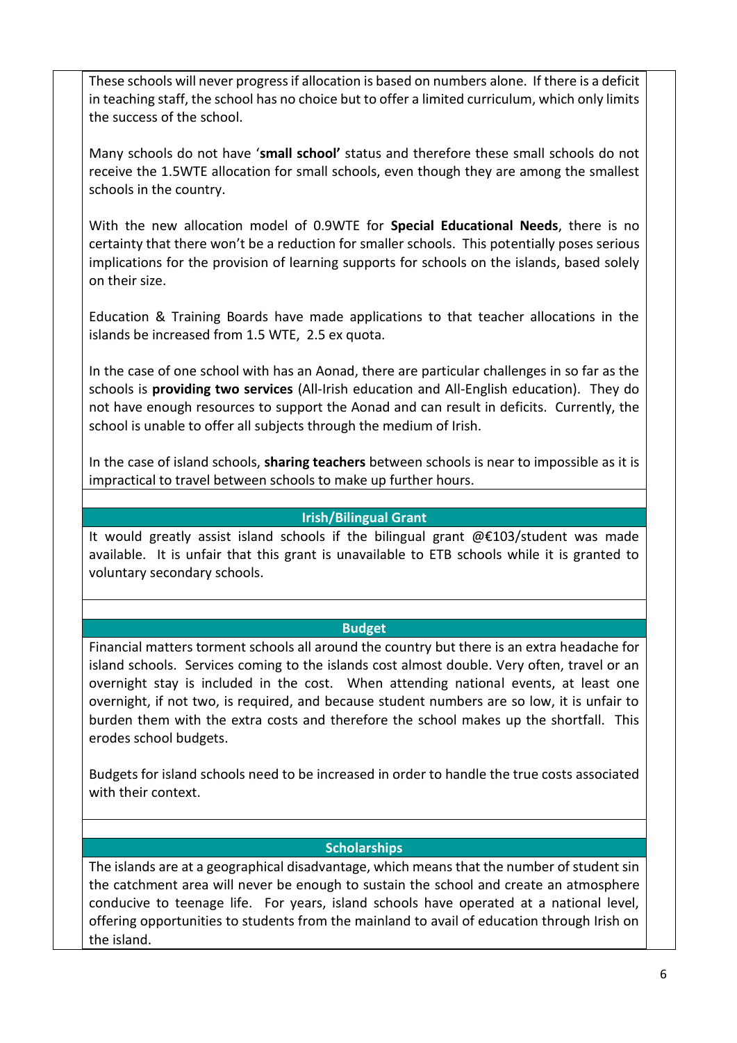These schools will never progress if allocation is based on numbers alone. If there is a deficit in teaching staff, the school has no choice but to offer a limited curriculum, which only limits the success of the school.

Many schools do not have '**small school'** status and therefore these small schools do not receive the 1.5WTE allocation for small schools, even though they are among the smallest schools in the country.

With the new allocation model of 0.9WTE for **Special Educational Needs**, there is no certainty that there won't be a reduction for smaller schools. This potentially poses serious implications for the provision of learning supports for schools on the islands, based solely on their size.

Education & Training Boards have made applications to that teacher allocations in the islands be increased from 1.5 WTE, 2.5 ex quota.

In the case of one school with has an Aonad, there are particular challenges in so far as the schools is **providing two services** (All-Irish education and All-English education). They do not have enough resources to support the Aonad and can result in deficits. Currently, the school is unable to offer all subjects through the medium of Irish.

In the case of island schools, **sharing teachers** between schools is near to impossible as it is impractical to travel between schools to make up further hours.

## Irish/Bilingual Grant

It would greatly assist island schools if the bilingual grant @€103/student was made available. It is unfair that this grant is unavailable to ETB schools while it is granted to voluntary secondary schools.

## Budget

Financial matters torment schools all around the country but there is an extra headache for island schools. Services coming to the islands cost almost double. Very often, travel or an overnight stay is included in the cost. When attending national events, at least one overnight, if not two, is required, and because student numbers are so low, it is unfair to burden them with the extra costs and therefore the school makes up the shortfall. This erodes school budgets.

Budgets for island schools need to be increased in order to handle the true costs associated with their context.

## Scholarships

The islands are at a geographical disadvantage, which means that the number of student sin the catchment area will never be enough to sustain the school and create an atmosphere conducive to teenage life. For years, island schools have operated at a national level, offering opportunities to students from the mainland to avail of education through Irish on the island.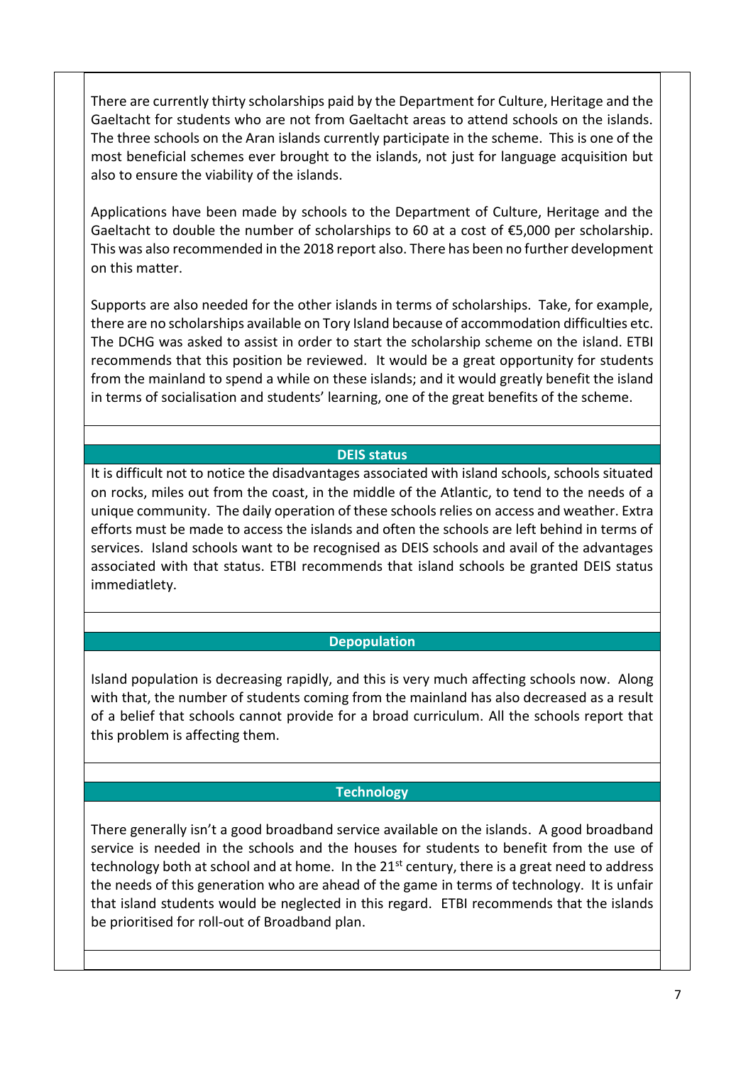There are currently thirty scholarships paid by the Department for Culture, Heritage and the Gaeltacht for students who are not from Gaeltacht areas to attend schools on the islands. The three schools on the Aran islands currently participate in the scheme. This is one of the most beneficial schemes ever brought to the islands, not just for language acquisition but also to ensure the viability of the islands.

Applications have been made by schools to the Department of Culture, Heritage and the Gaeltacht to double the number of scholarships to 60 at a cost of €5,000 per scholarship. This was also recommended in the 2018 report also. There has been no further development on this matter.

Supports are also needed for the other islands in terms of scholarships. Take, for example, there are no scholarships available on Tory Island because of accommodation difficulties etc. The DCHG was asked to assist in order to start the scholarship scheme on the island. ETBI recommends that this position be reviewed. It would be a great opportunity for students from the mainland to spend a while on these islands; and it would greatly benefit the island in terms of socialisation and students' learning, one of the great benefits of the scheme.

## DEIS status

It is difficult not to notice the disadvantages associated with island schools, schools situated on rocks, miles out from the coast, in the middle of the Atlantic, to tend to the needs of a unique community. The daily operation of these schools relies on access and weather. Extra efforts must be made to access the islands and often the schools are left behind in terms of services. Island schools want to be recognised as DEIS schools and avail of the advantages associated with that status. ETBI recommends that island schools be granted DEIS status immediatlety.

## Depopulation

Island population is decreasing rapidly, and this is very much affecting schools now. Along with that, the number of students coming from the mainland has also decreased as a result of a belief that schools cannot provide for a broad curriculum. All the schools report that this problem is affecting them.

## Technology

There generally isn't a good broadband service available on the islands. A good broadband service is needed in the schools and the houses for students to benefit from the use of technology both at school and at home. In the 21st century, there is a great need to address the needs of this generation who are ahead of the game in terms of technology. It is unfair that island students would be neglected in this regard. ETBI recommends that the islands be prioritised for roll-out of Broadband plan.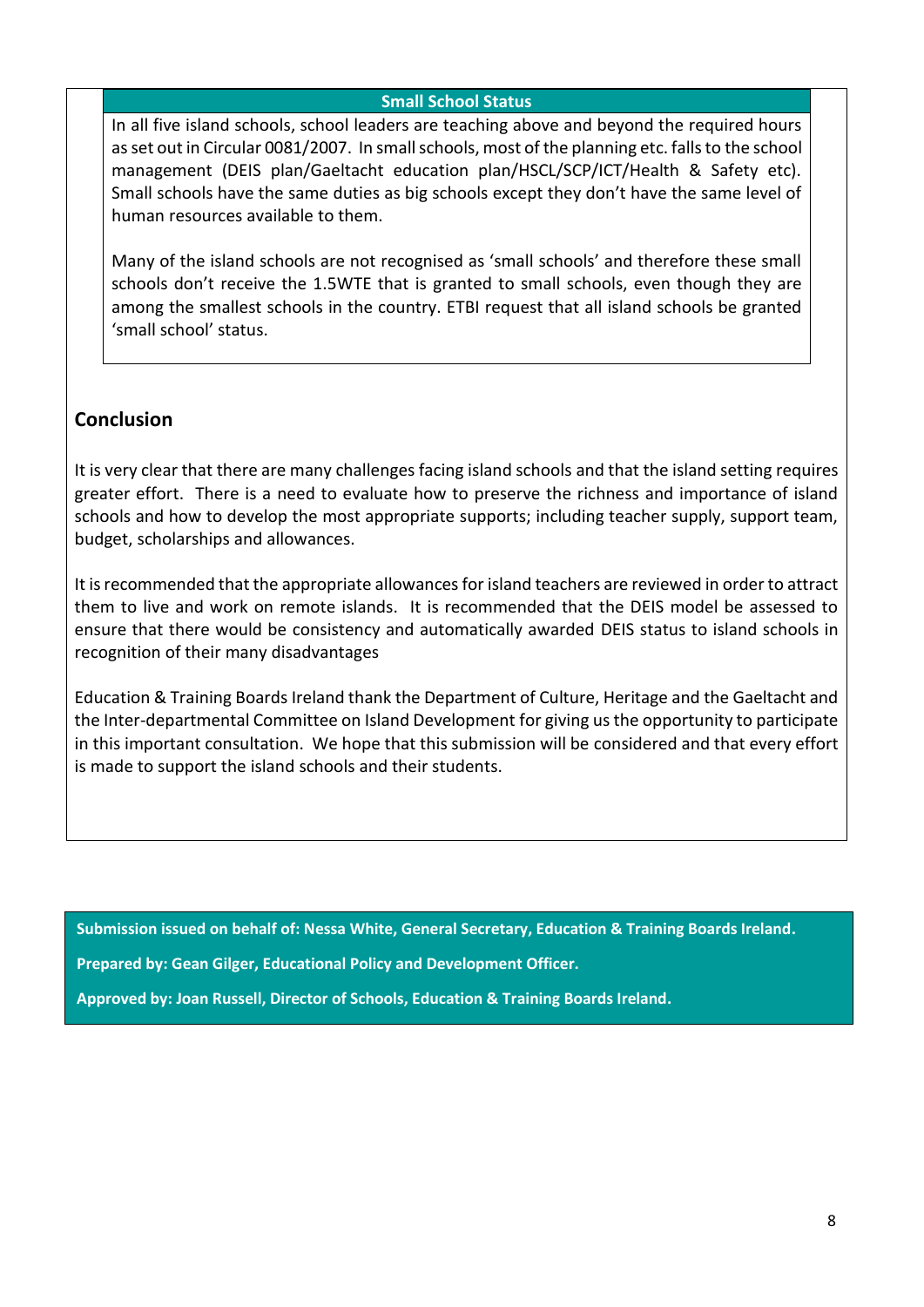**Small School Status**

In all five island schools, school leaders are teaching above and beyond the required hours as set out in Circular 0081/2007. In small schools, most of the planning etc. falls to the school management (DEIS plan/Gaeltacht education plan/HSCL/SCP/ICT/Health & Safety etc). Small schools have the same duties as big schools except they don't have the same level of human resources available to them.

Many of the island schools are not recognised as 'small schools' and therefore these small schools don't receive the 1.5WTE that is granted to small schools, even though they are among the smallest schools in the country. ETBI request that all island schools be granted 'small school' status.

## Conclusion

It is very clear that there are many challenges facing island schools and that the island setting requires greater effort. There is a need to evaluate how to preserve the richness and importance of island schools and how to develop the most appropriate supports; including teacher supply, support team, budget, scholarships and allowances.

It is recommended that the appropriate allowances for island teachers are reviewed in order to attract them to live and work on remote islands. It is recommended that the DEIS model be assessed to ensure that there would be consistency and automatically awarded DEIS status to island schools in recognition of their many disadvantages

Education & Training Boards Ireland thank the Department of Culture, Heritage and the Gaeltacht and the Inter-departmental Committee on Island Development for giving us the opportunity to participate in this important consultation. We hope that this submission will be considered and that every effort is made to support the island schools and their students.

**Submission issued on behalf of: Nessa White, General Secretary, Education & Training Boards Ireland.**

**Prepared by: Gean Gilger, Educational Policy and Development Officer.**

**Approved by: Joan Russell, Director of Schools, Education & Training Boards Ireland.**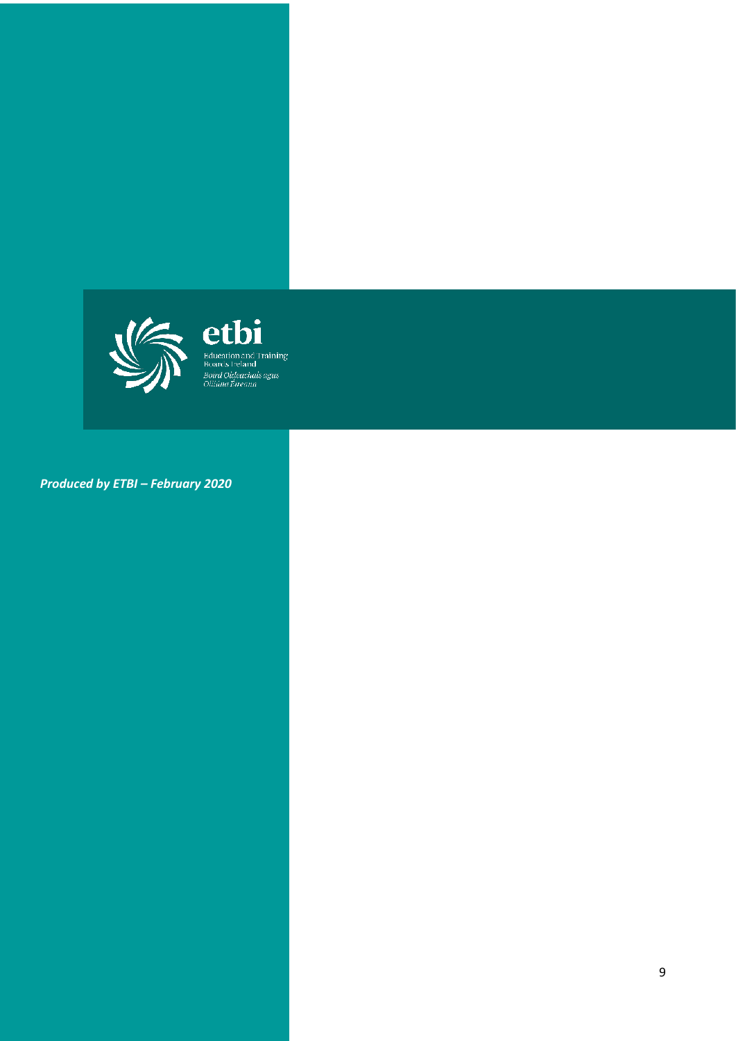etbi

Education and Training Boards Ireland

Bord Oideachais agus Oiliúna Éireann

***Produced by ETBI – February 2020***